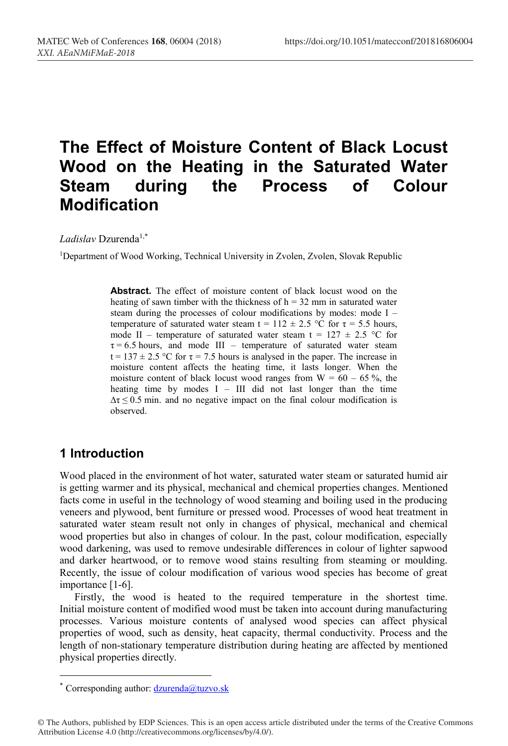# The Effect of Moisture Content of Black Locust Wood on the Heating in the Saturated Water Steam during the Process of Colour Modification

*Ladislav* Dzurenda[1,*]

[1]Department of Wood Working, Technical University in Zvolen, Zvolen, Slovak Republic

**Abstract.** The effect of moisture content of black locust wood on the heating of sawn timber with the thickness of h = 32 mm in saturated water steam during the processes of colour modifications by modes: mode I – temperature of saturated water steam t = 112 ± 2.5 °C for τ = 5.5 hours, mode II – temperature of saturated water steam t = 127 ± 2.5 °C for τ = 6.5 hours, and mode III – temperature of saturated water steam t = 137 ± 2.5 °C for τ = 7.5 hours is analysed in the paper. The increase in moisture content affects the heating time, it lasts longer. When the moisture content of black locust wood ranges from W = 60 – 65 %, the heating time by modes I – III did not last longer than the time $\Delta\tau \leq 0.5$ min. and no negative impact on the final colour modification is observed.

## 1 Introduction

Wood placed in the environment of hot water, saturated water steam or saturated humid air is getting warmer and its physical, mechanical and chemical properties changes. Mentioned facts come in useful in the technology of wood steaming and boiling used in the producing veneers and plywood, bent furniture or pressed wood. Processes of wood heat treatment in saturated water steam result not only in changes of physical, mechanical and chemical wood properties but also in changes of colour. In the past, colour modification, especially wood darkening, was used to remove undesirable differences in colour of lighter sapwood and darker heartwood, or to remove wood stains resulting from steaming or moulding. Recently, the issue of colour modification of various wood species has become of great importance [1-6].

Firstly, the wood is heated to the required temperature in the shortest time. Initial moisture content of modified wood must be taken into account during manufacturing processes. Various moisture contents of analysed wood species can affect physical properties of wood, such as density, heat capacity, thermal conductivity. Process and the length of non-stationary temperature distribution during heating are affected by mentioned physical properties directly.

[*] Corresponding author: dzurenda@tuzvo.sk

© The Authors, published by EDP Sciences. This is an open access article distributed under the terms of the Creative Commons Attribution License 4.0 (http://creativecommons.org/licenses/by/4.0/).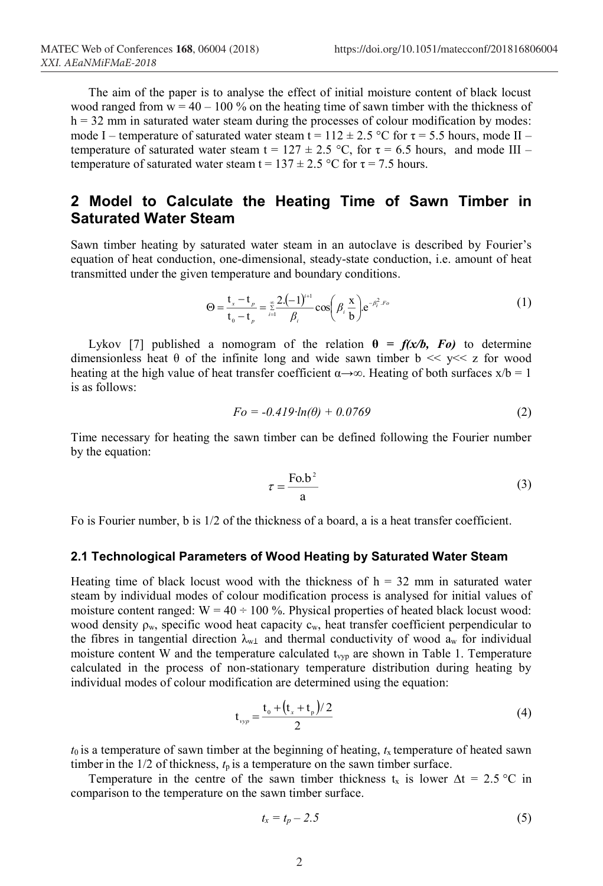The aim of the paper is to analyse the effect of initial moisture content of black locust wood ranged from w = 40 – 100 % on the heating time of sawn timber with the thickness of h = 32 mm in saturated water steam during the processes of colour modification by modes: mode I – temperature of saturated water steam t = 112 ± 2.5 °C for $\tau$ = 5.5 hours, mode II – temperature of saturated water steam t = 127 ± 2.5 °C, for $\tau$ = 6.5 hours, and mode III – temperature of saturated water steam t = 137 ± 2.5 °C for $\tau$ = 7.5 hours.

## 2 Model to Calculate the Heating Time of Sawn Timber in Saturated Water Steam

Sawn timber heating by saturated water steam in an autoclave is described by Fourier's equation of heat conduction, one-dimensional, steady-state conduction, i.e. amount of heat transmitted under the given temperature and boundary conditions.

$$\Theta = \frac{t_x - t_p}{t_0 - t_p} = \sum_{i=1}^{\infty} \frac{2.(-1)^{i+1}}{\beta_i} \cos\left(\beta_i \frac{x}{b}\right).e^{-\beta_i^2 .Fo} \tag{1}$$

Lykov [7] published a nomogram of the relation **θ = *f(x/b, Fo)*** to determine dimensionless heat θ of the infinite long and wide sawn timber b << y<< z for wood heating at the high value of heat transfer coefficient $\alpha \rightarrow \infty$. Heating of both surfaces x/b = 1 is as follows:

$$Fo = -0.419 \cdot ln(\theta) + 0.0769 \tag{2}$$

Time necessary for heating the sawn timber can be defined following the Fourier number by the equation:

$$\tau = \frac{Fo.b^2}{a} \tag{3}$$

Fo is Fourier number, b is 1/2 of the thickness of a board, a is a heat transfer coefficient.

### 2.1 Technological Parameters of Wood Heating by Saturated Water Steam

Heating time of black locust wood with the thickness of h = 32 mm in saturated water steam by individual modes of colour modification process is analysed for initial values of moisture content ranged: W = 40 ÷ 100 %. Physical properties of heated black locust wood: wood density $\rho_w$, specific wood heat capacity $c_w$, heat transfer coefficient perpendicular to the fibres in tangential direction $\lambda_{w\perp}$ and thermal conductivity of wood $a_w$ for individual moisture content W and the temperature calculated $t_{vyp}$ are shown in Table 1. Temperature calculated in the process of non-stationary temperature distribution during heating by individual modes of colour modification are determined using the equation:

$$t_{vyp} = \frac{t_0 + (t_x + t_p)/2}{2} \tag{4}$$

$t_0$ is a temperature of sawn timber at the beginning of heating, $t_x$ temperature of heated sawn timber in the 1/2 of thickness, $t_p$ is a temperature on the sawn timber surface.

Temperature in the centre of the sawn timber thickness $t_x$ is lower $\Delta t$ = 2.5 °C in comparison to the temperature on the sawn timber surface.

$$t_x = t_p - 2.5 \tag{5}$$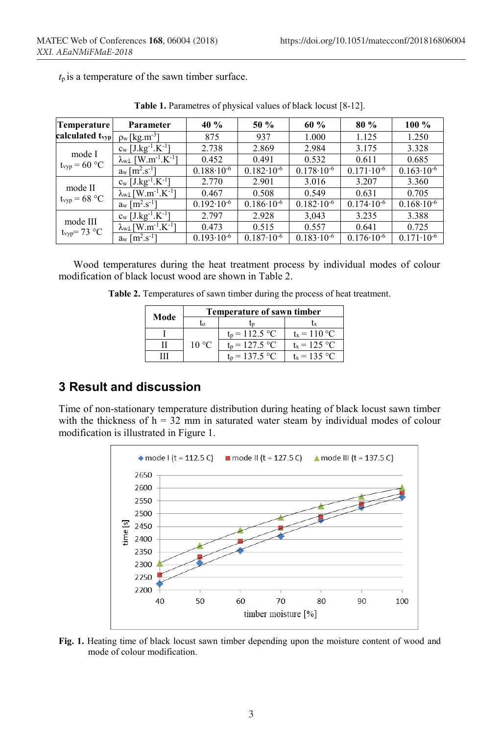$t_p$ is a temperature of the sawn timber surface.

**Table 1.** Parametres of physical values of black locust [8-12].

| Temperature calculated $t_{vyp}$ | Parameter | 40 % | 50 % | 60 % | 80 % | 100 % |
|---|---|---|---|---|---|---|
| | $\rho_w$ [kg.m$^{-3}$] | 875 | 937 | 1.000 | 1.125 | 1.250 |
| mode I $t_{vyp}$ = 60 °C | $c_w$ [J.kg$^{-1}$.K$^{-1}$] | 2.738 | 2.869 | 2.984 | 3.175 | 3.328 |
| | $\lambda_{w\perp}$ [W.m$^{-1}$.K$^{-1}$] | 0.452 | 0.491 | 0.532 | 0.611 | 0.685 |
| | $a_w$ [m$^2$.s$^{-1}$] | $0.188 \cdot 10^{-6}$ | $0.182 \cdot 10^{-6}$ | $0.178 \cdot 10^{-6}$ | $0.171 \cdot 10^{-6}$ | $0.163 \cdot 10^{-6}$ |
| mode II $t_{vyp}$ = 68 °C | $c_w$ [J.kg$^{-1}$.K$^{-1}$] | 2.770 | 2.901 | 3.016 | 3.207 | 3.360 |
| | $\lambda_{w\perp}$ [W.m$^{-1}$.K$^{-1}$] | 0.467 | 0.508 | 0.549 | 0.631 | 0.705 |
| | $a_w$ [m$^2$.s$^{-1}$] | $0.192 \cdot 10^{-6}$ | $0.186 \cdot 10^{-6}$ | $0.182 \cdot 10^{-6}$ | $0.174 \cdot 10^{-6}$ | $0.168 \cdot 10^{-6}$ |
| mode III $t_{vyp}$= 73 °C | $c_w$ [J.kg$^{-1}$.K$^{-1}$] | 2.797 | 2.928 | 3,043 | 3.235 | 3.388 |
| | $\lambda_{w\perp}$ [W.m$^{-1}$.K$^{-1}$] | 0.473 | 0.515 | 0.557 | 0.641 | 0.725 |
| | $a_w$ [m$^2$.s$^{-1}$] | $0.193 \cdot 10^{-6}$ | $0.187 \cdot 10^{-6}$ | $0.183 \cdot 10^{-6}$ | $0.176 \cdot 10^{-6}$ | $0.171 \cdot 10^{-6}$ |

Wood temperatures during the heat treatment process by individual modes of colour modification of black locust wood are shown in Table 2.

**Table 2.** Temperatures of sawn timber during the process of heat treatment.

| Mode | Temperature of sawn timber | | |
|---|---|---|---|
| | $t_o$ | $t_p$ | $t_x$ |
| I | 10 °C | $t_p$ = 112.5 °C | $t_x$ = 110 °C |
| II | | $t_p$ = 127.5 °C | $t_x$ = 125 °C |
| III | | $t_p$ = 137.5 °C | $t_x$ = 135 °C |

## 3 Result and discussion

Time of non-stationary temperature distribution during heating of black locust sawn timber with the thickness of h = 32 mm in saturated water steam by individual modes of colour modification is illustrated in Figure 1.

**Fig. 1.** Heating time of black locust sawn timber depending upon the moisture content of wood and mode of colour modification.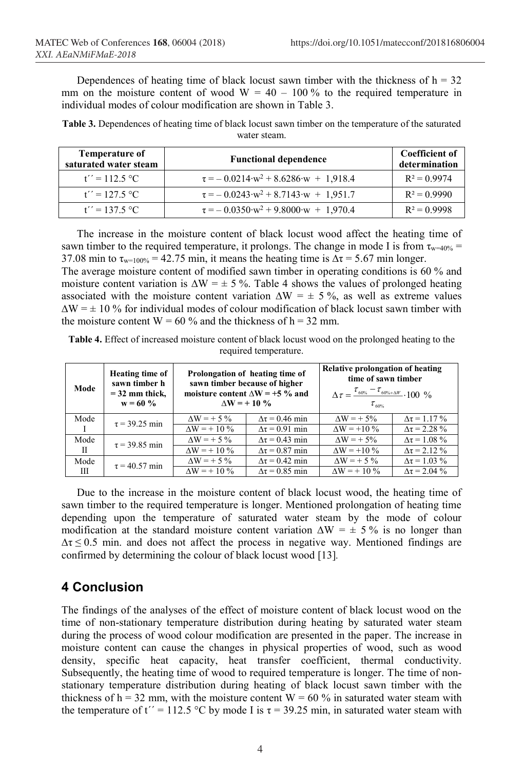Dependences of heating time of black locust sawn timber with the thickness of h = 32 mm on the moisture content of wood W = 40 – 100 % to the required temperature in individual modes of colour modification are shown in Table 3.

**Table 3.** Dependences of heating time of black locust sawn timber on the temperature of the saturated water steam.

| Temperature of saturated water steam | Functional dependence | Coefficient of determination |
|---|---|---|
| $t'' = 112.5$ °C | $\tau = -0.0214 \cdot w^2 + 8.6286 \cdot w + 1{,}918.4$ | $R^2 = 0.9974$ |
| $t'' = 127.5$ °C | $\tau = -0.0243 \cdot w^2 + 8.7143 \cdot w + 1{,}951.7$ | $R^2 = 0.9990$ |
| $t'' = 137.5$ °C | $\tau = -0.0350 \cdot w^2 + 9.8000 \cdot w + 1{,}970.4$ | $R^2 = 0.9998$ |

The increase in the moisture content of black locust wood affect the heating time of sawn timber to the required temperature, it prolongs. The change in mode I is from $\tau_{w=40\%} = 37.08$ min to $\tau_{w=100\%} = 42.75$ min, it means the heating time is $\Delta\tau = 5.67$ min longer.
The average moisture content of modified sawn timber in operating conditions is 60 % and moisture content variation is $\Delta W = \pm 5$ %. Table 4 shows the values of prolonged heating associated with the moisture content variation $\Delta W = \pm 5$ %, as well as extreme values $\Delta W = \pm 10$ % for individual modes of colour modification of black locust sawn timber with the moisture content W = 60 % and the thickness of h = 32 mm.

**Table 4.** Effect of increased moisture content of black locust wood on the prolonged heating to the required temperature.

| Mode | Heating time of sawn timber h = 32 mm thick, w = 60 % | Prolongation of heating time of sawn timber because of higher moisture content $\Delta W = +5$ % and $\Delta W = +10$ % | | Relative prolongation of heating time of sawn timber $\Delta\tau = \frac{\tau_{60\%} - \tau_{60\%+\Delta W}}{\tau_{60\%}} \cdot 100$ % | |
|---|---|---|---|---|---|
| Mode I | $\tau = 39.25$ min | $\Delta W = +5$ % | $\Delta\tau = 0.46$ min | $\Delta W = +5$% | $\Delta\tau = 1.17$ % |
| | | $\Delta W = +10$ % | $\Delta\tau = 0.91$ min | $\Delta W = +10$ % | $\Delta\tau = 2.28$ % |
| Mode II | $\tau = 39.85$ min | $\Delta W = +5$ % | $\Delta\tau = 0.43$ min | $\Delta W = +5$% | $\Delta\tau = 1.08$ % |
| | | $\Delta W = +10$ % | $\Delta\tau = 0.87$ min | $\Delta W = +10$ % | $\Delta\tau = 2.12$ % |
| Mode III | $\tau = 40.57$ min | $\Delta W = +5$ % | $\Delta\tau = 0.42$ min | $\Delta W = +5$ % | $\Delta\tau = 1.03$ % |
| | | $\Delta W = +10$ % | $\Delta\tau = 0.85$ min | $\Delta W = +10$ % | $\Delta\tau = 2.04$ % |

Due to the increase in the moisture content of black locust wood, the heating time of sawn timber to the required temperature is longer. Mentioned prolongation of heating time depending upon the temperature of saturated water steam by the mode of colour modification at the standard moisture content variation $\Delta W = \pm 5$ % is no longer than $\Delta\tau \leq 0.5$ min. and does not affect the process in negative way. Mentioned findings are confirmed by determining the colour of black locust wood [13].

## 4 Conclusion

The findings of the analyses of the effect of moisture content of black locust wood on the time of non-stationary temperature distribution during heating by saturated water steam during the process of wood colour modification are presented in the paper. The increase in moisture content can cause the changes in physical properties of wood, such as wood density, specific heat capacity, heat transfer coefficient, thermal conductivity. Subsequently, the heating time of wood to required temperature is longer. The time of non-stationary temperature distribution during heating of black locust sawn timber with the thickness of h = 32 mm, with the moisture content W = 60 % in saturated water steam with the temperature of $t'' = 112.5$ °C by mode I is $\tau = 39.25$ min, in saturated water steam with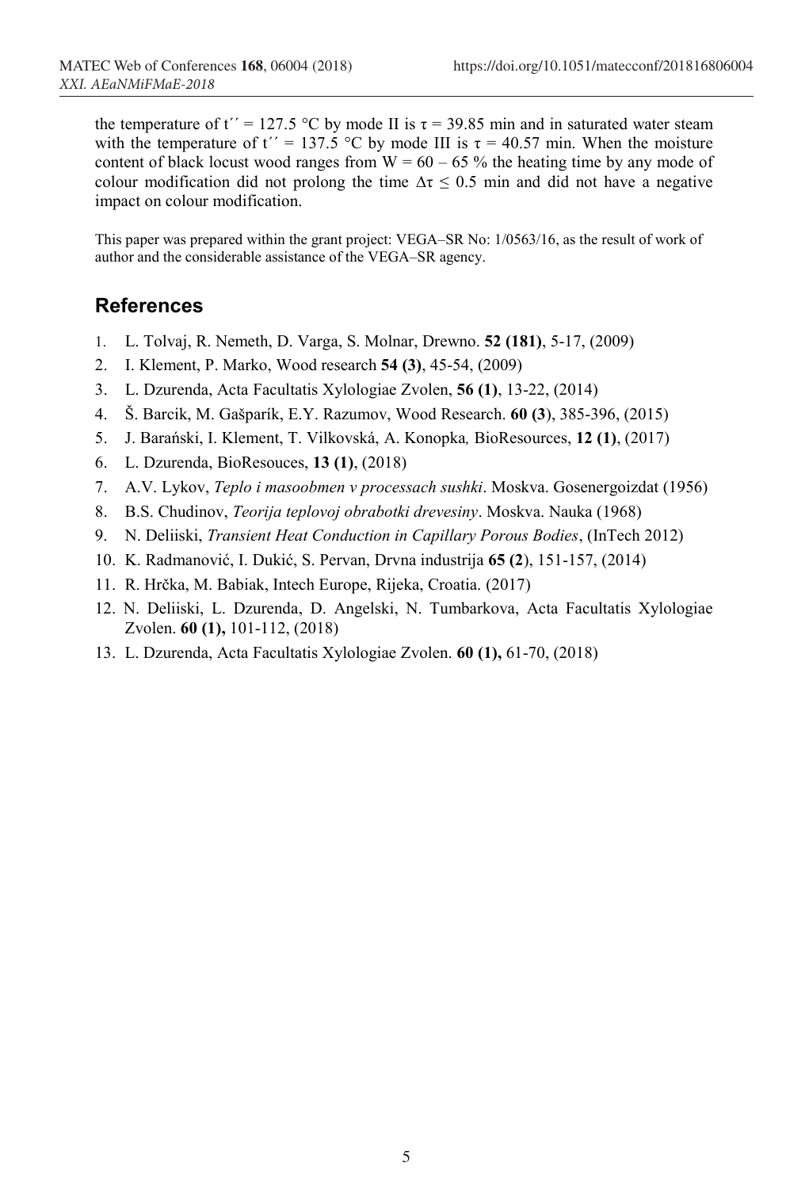the temperature of $t'' = 127.5$ °C by mode II is $\tau = 39.85$ min and in saturated water steam with the temperature of $t'' = 137.5$ °C by mode III is $\tau = 40.57$ min. When the moisture content of black locust wood ranges from $W = 60 - 65$ % the heating time by any mode of colour modification did not prolong the time $\Delta\tau \leq 0.5$ min and did not have a negative impact on colour modification.

This paper was prepared within the grant project: VEGA–SR No: 1/0563/16, as the result of work of author and the considerable assistance of the VEGA–SR agency.

## References

1. L. Tolvaj, R. Nemeth, D. Varga, S. Molnar, Drewno. **52 (181)**, 5-17, (2009)
2. I. Klement, P. Marko, Wood research **54 (3)**, 45-54, (2009)
3. L. Dzurenda, Acta Facultatis Xylologiae Zvolen, **56 (1)**, 13-22, (2014)
4. Š. Barcik, M. Gašparík, E.Y. Razumov, Wood Research. **60 (3)**, 385-396, (2015)
5. J. Barański, I. Klement, T. Vilkovská, A. Konopka, BioResources, **12 (1)**, (2017)
6. L. Dzurenda, BioResouces, **13 (1)**, (2018)
7. A.V. Lykov, *Teplo i masoobmen v processach sushki*. Moskva. Gosenergoizdat (1956)
8. B.S. Chudinov, *Teorija teplovoj obrabotki drevesiny*. Moskva. Nauka (1968)
9. N. Deliiski, *Transient Heat Conduction in Capillary Porous Bodies*, (InTech 2012)
10. K. Radmanović, I. Dukić, S. Pervan, Drvna industrija **65 (2)**, 151-157, (2014)
11. R. Hrčka, M. Babiak, Intech Europe, Rijeka, Croatia. (2017)
12. N. Deliiski, L. Dzurenda, D. Angelski, N. Tumbarkova, Acta Facultatis Xylologiae Zvolen. **60 (1),** 101-112, (2018)
13. L. Dzurenda, Acta Facultatis Xylologiae Zvolen. **60 (1),** 61-70, (2018)